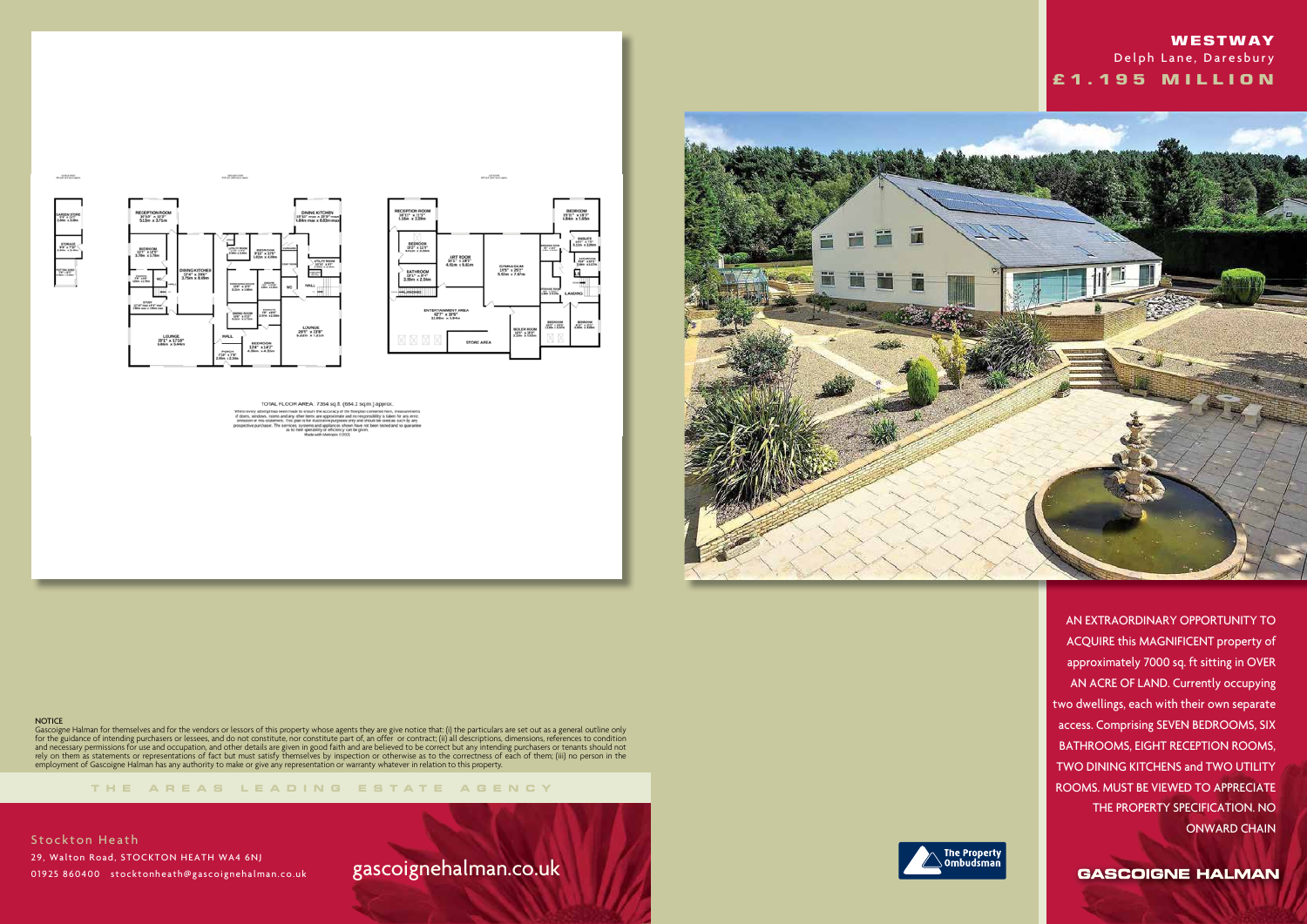# WESTWAY

Delph Lane, Daresbury

**£1.195 MILLION**

TOTAL FLOOR AREA: 7364 sq.ft. (684.2 sq.m.) approx.

AN EXTRAORDINARY OPPORTUNITY TO ACQUIRE this MAGNIFICENT property of approximately 7000 sq. ft sitting in OVER AN ACRE OF LAND. Currently occupying two dwellings, each with their own separate access. Comprising SEVEN BEDROOMS, SIX BATHROOMS, EIGHT RECEPTION ROOMS, TWO DINING KITCHENS and TWO UTILITY ROOMS. MUST BE VIEWED TO APPRECIATE THE PROPERTY SPECIFICATION. NO ONWARD CHAIN

NOTICE

Gascoigne Halman for themselves and for the vendors or lessors of this property whose agents they are give notice that: (i) the particulars are set out as a general outline only for the guidance of intending purchasers or lessees, and do not constitute, nor constitute part of, an offer or contract; (ii) all descriptions, dimensions, references to condition and necessary permissions for use and occupation, and other details are given in good faith and are believed to be correct but any intending purchasers or tenants should not rely on them as statements or representations of fact but must satisfy themselves by inspection or otherwise as to the correctness of each of them; (iii) no person in the employment of Gascoigne Halman has any authority to make or give any representation or warranty whatever in relation to this property.

THE AREAS LEADING ESTATE AGENCY

Stockton Heath

29, Walton Road, STOCKTON HEATH WA4 6NJ

01925 860400 stocktonheath@gascoignehalman.co.uk

gascoignehalman.co.uk

The Property Ombudsman

GASCOIGNE HALMAN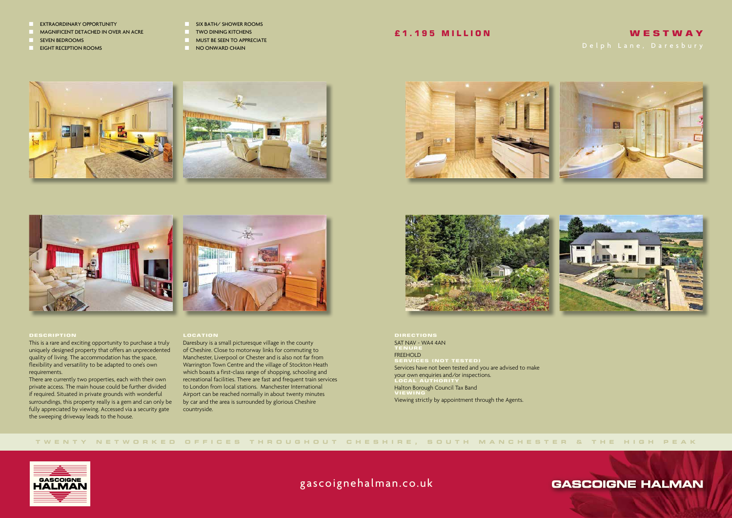- EXTRAORDINARY OPPORTUNITY
- MAGNIFICENT DETACHED IN OVER AN ACRE
- SEVEN BEDROOMS
- EIGHT RECEPTION ROOMS
- SIX BATH/ SHOWER ROOMS
- TWO DINING KITCHENS
- MUST BE SEEN TO APPRECIATE
- NO ONWARD CHAIN

**£1.195 MILLION**

# WESTWAY

Delph Lane, Daresbury

## DESCRIPTION

This is a rare and exciting opportunity to purchase a truly uniquely designed property that offers an unprecedented quality of living. The accommodation has the space, flexibility and versatility to be adapted to one's own requirements.

There are currently two properties, each with their own private access. The main house could be further divided if required. Situated in private grounds with wonderful surroundings, this property really is a gem and can only be fully appreciated by viewing. Accessed via a security gate the sweeping driveway leads to the house.

## LOCATION

Daresbury is a small picturesque village in the county of Cheshire. Close to motorway links for commuting to Manchester, Liverpool or Chester and is also not far from Warrington Town Centre and the village of Stockton Heath which boasts a first-class range of shopping, schooling and recreational facilities. There are fast and frequent train services to London from local stations. Manchester International Airport can be reached normally in about twenty minutes by car and the area is surrounded by glorious Cheshire countryside.

## DIRECTIONS

SAT NAV - WA4 4AN

## TENURE

FREEHOLD

## SERVICES (NOT TESTED)

Services have not been tested and you are advised to make your own enquiries and/or inspections.

## LOCAL AUTHORITY

Halton Borough Council Tax Band

## VIEWING

Viewing strictly by appointment through the Agents.

TWENTY NETWORKED OFFICES THROUGHOUT CHESHIRE, SOUTH MANCHESTER & THE HIGH PEAK

GASCOIGNE HALMAN

gascoignehalman.co.uk

GASCOIGNE HALMAN